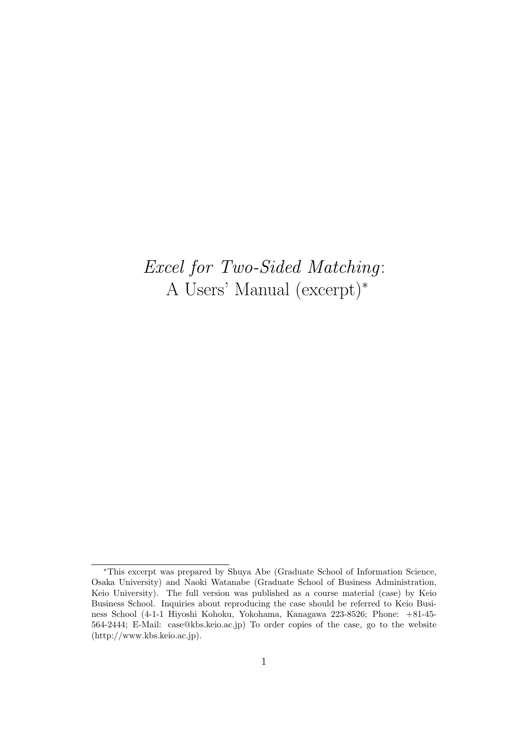# *Excel for Two-Sided Matching*: A Users' Manual (excerpt)*

---

*This excerpt was prepared by Shuya Abe (Graduate School of Information Science, Osaka University) and Naoki Watanabe (Graduate School of Business Administration, Keio University). The full version was published as a course material (case) by Keio Business School. Inquiries about reproducing the case should be referred to Keio Business School (4-1-1 Hiyoshi Kohoku, Yokohama, Kanagawa 223-8526; Phone: +81-45-564-2444; E-Mail: case@kbs.keio.ac.jp) To order copies of the case, go to the website (http://www.kbs.keio.ac.jp).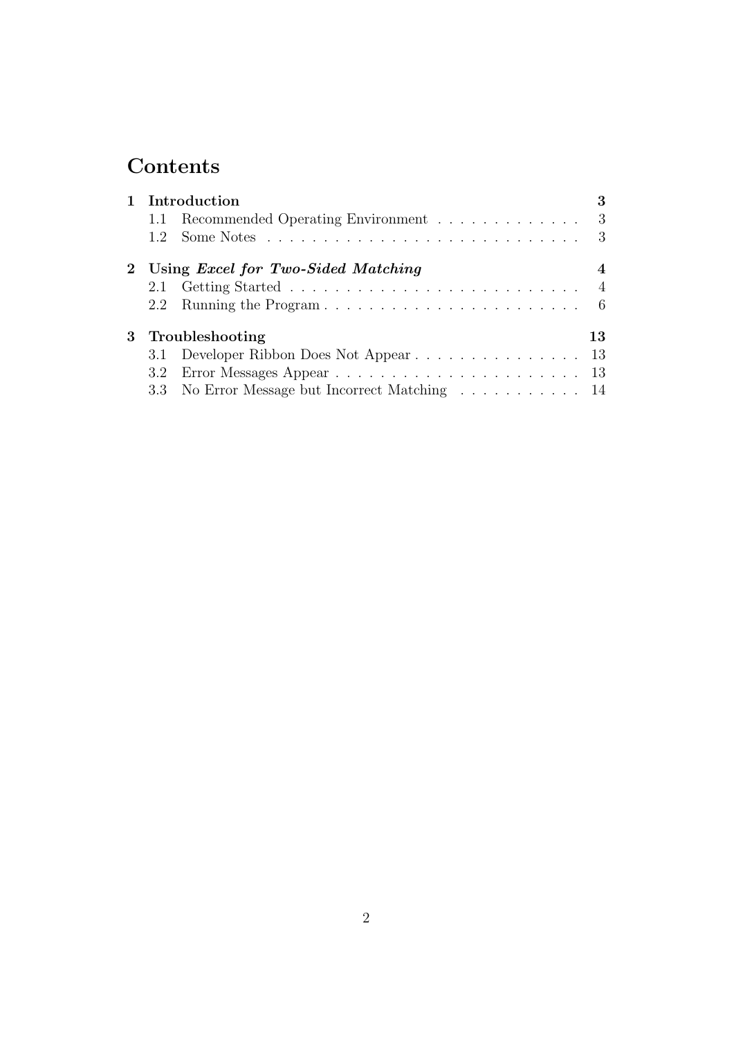# Contents

**1 Introduction** **3**

- 1.1 Recommended Operating Environment . . . . . . . . . . . . . 3
- 1.2 Some Notes . . . . . . . . . . . . . . . . . . . . . . . . . . . 3

**2 Using *Excel for Two-Sided Matching*** **4**

- 2.1 Getting Started . . . . . . . . . . . . . . . . . . . . . . . . . . 4
- 2.2 Running the Program . . . . . . . . . . . . . . . . . . . . . . . 6

**3 Troubleshooting** **13**

- 3.1 Developer Ribbon Does Not Appear . . . . . . . . . . . . . . . 13
- 3.2 Error Messages Appear . . . . . . . . . . . . . . . . . . . . . . 13
- 3.3 No Error Message but Incorrect Matching . . . . . . . . . . . 14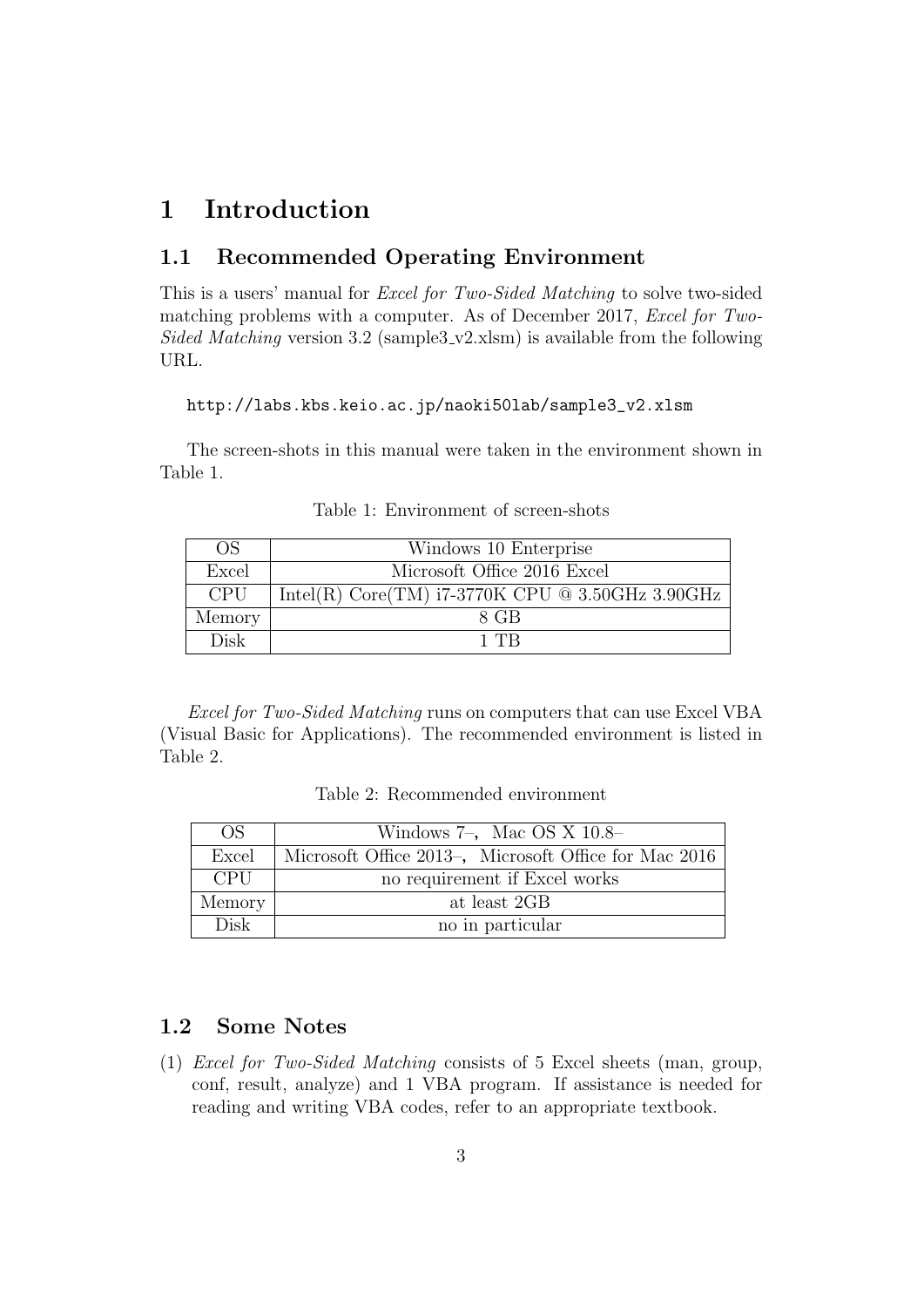# 1 Introduction

## 1.1 Recommended Operating Environment

This is a users' manual for *Excel for Two-Sided Matching* to solve two-sided matching problems with a computer. As of December 2017, *Excel for Two-Sided Matching* version 3.2 (sample3_v2.xlsm) is available from the following URL.

```
http://labs.kbs.keio.ac.jp/naoki50lab/sample3_v2.xlsm
```

The screen-shots in this manual were taken in the environment shown in Table 1.

Table 1: Environment of screen-shots

| OS | Windows 10 Enterprise |
|---|---|
| Excel | Microsoft Office 2016 Excel |
| CPU | Intel(R) Core(TM) i7-3770K CPU @ 3.50GHz 3.90GHz |
| Memory | 8 GB |
| Disk | 1 TB |

*Excel for Two-Sided Matching* runs on computers that can use Excel VBA (Visual Basic for Applications). The recommended environment is listed in Table 2.

Table 2: Recommended environment

| OS | Windows 7–，Mac OS X 10.8– |
|---|---|
| Excel | Microsoft Office 2013–，Microsoft Office for Mac 2016 |
| CPU | no requirement if Excel works |
| Memory | at least 2GB |
| Disk | no in particular |

## 1.2 Some Notes

(1) *Excel for Two-Sided Matching* consists of 5 Excel sheets (man, group, conf, result, analyze) and 1 VBA program. If assistance is needed for reading and writing VBA codes, refer to an appropriate textbook.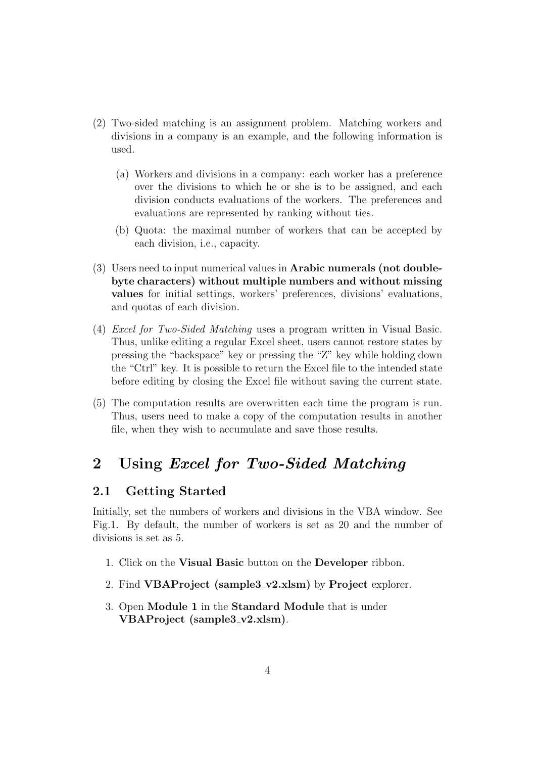(2) Two-sided matching is an assignment problem. Matching workers and divisions in a company is an example, and the following information is used.

   (a) Workers and divisions in a company: each worker has a preference over the divisions to which he or she is to be assigned, and each division conducts evaluations of the workers. The preferences and evaluations are represented by ranking without ties.

   (b) Quota: the maximal number of workers that can be accepted by each division, i.e., capacity.

(3) Users need to input numerical values in **Arabic numerals (not double-byte characters) without multiple numbers and without missing values** for initial settings, workers' preferences, divisions' evaluations, and quotas of each division.

(4) *Excel for Two-Sided Matching* uses a program written in Visual Basic. Thus, unlike editing a regular Excel sheet, users cannot restore states by pressing the "backspace" key or pressing the "Z" key while holding down the "Ctrl" key. It is possible to return the Excel file to the intended state before editing by closing the Excel file without saving the current state.

(5) The computation results are overwritten each time the program is run. Thus, users need to make a copy of the computation results in another file, when they wish to accumulate and save those results.

# 2 Using *Excel for Two-Sided Matching*

## 2.1 Getting Started

Initially, set the numbers of workers and divisions in the VBA window. See Fig.1. By default, the number of workers is set as 20 and the number of divisions is set as 5.

1. Click on the **Visual Basic** button on the **Developer** ribbon.
2. Find **VBAProject (sample3_v2.xlsm)** by **Project** explorer.
3. Open **Module 1** in the **Standard Module** that is under **VBAProject (sample3_v2.xlsm)**.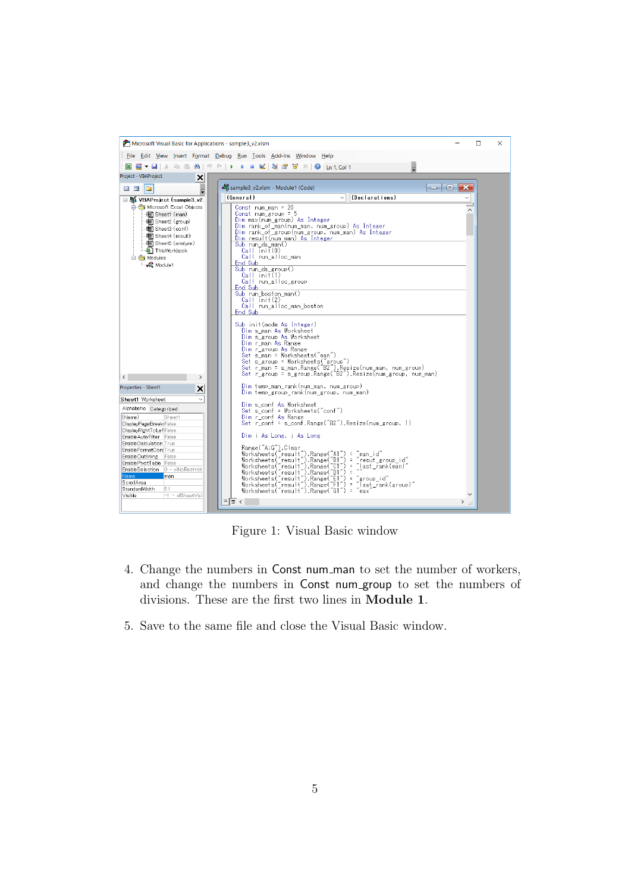Figure 1: Visual Basic window

4. Change the numbers in Const num_man to set the number of workers, and change the numbers in Const num_group to set the numbers of divisions. These are the first two lines in **Module 1**.

5. Save to the same file and close the Visual Basic window.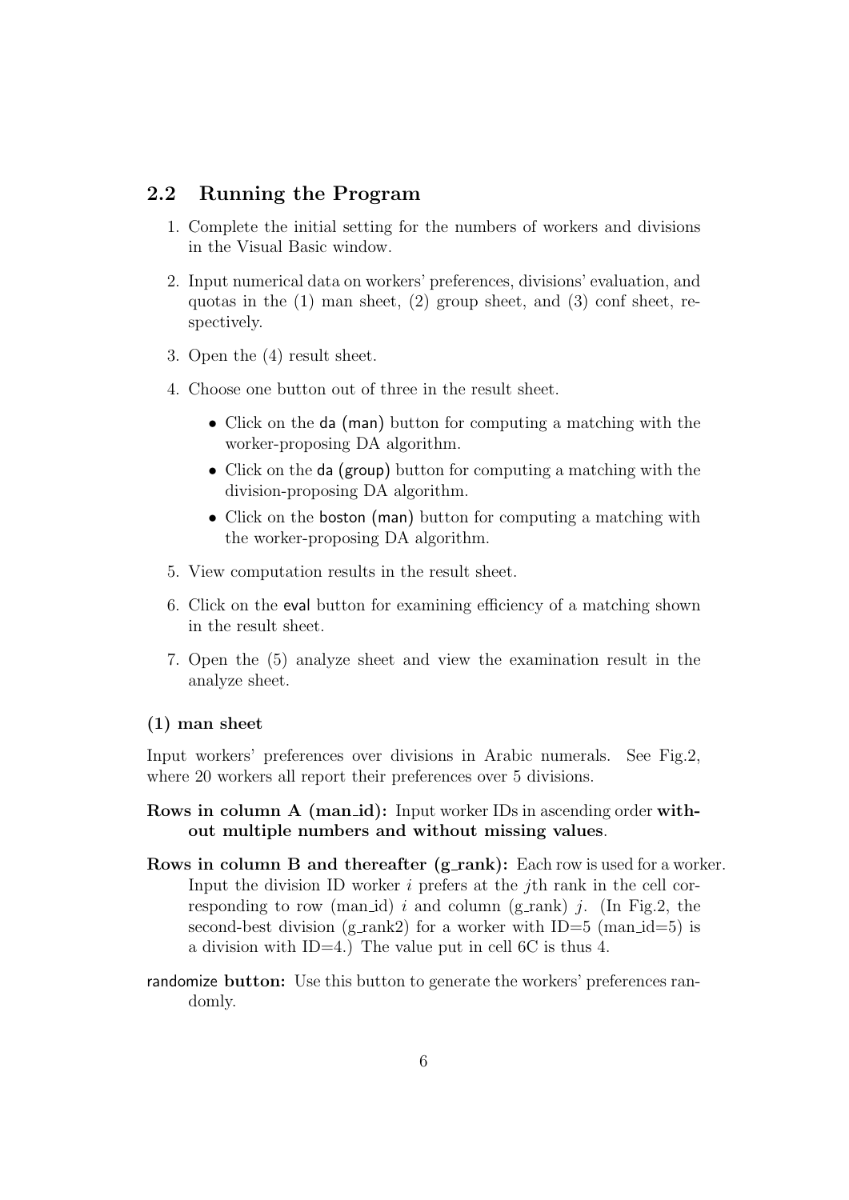## 2.2 Running the Program

1. Complete the initial setting for the numbers of workers and divisions in the Visual Basic window.
2. Input numerical data on workers' preferences, divisions' evaluation, and quotas in the (1) man sheet, (2) group sheet, and (3) conf sheet, respectively.
3. Open the (4) result sheet.
4. Choose one button out of three in the result sheet.
   - Click on the da (man) button for computing a matching with the worker-proposing DA algorithm.
   - Click on the da (group) button for computing a matching with the division-proposing DA algorithm.
   - Click on the boston (man) button for computing a matching with the worker-proposing DA algorithm.
5. View computation results in the result sheet.
6. Click on the eval button for examining efficiency of a matching shown in the result sheet.
7. Open the (5) analyze sheet and view the examination result in the analyze sheet.

**(1) man sheet**

Input workers' preferences over divisions in Arabic numerals. See Fig.2, where 20 workers all report their preferences over 5 divisions.

**Rows in column A (man_id):** Input worker IDs in ascending order **without multiple numbers and without missing values**.

**Rows in column B and thereafter (g_rank):** Each row is used for a worker. Input the division ID worker $i$ prefers at the $j$th rank in the cell corresponding to row (man_id) $i$ and column (g_rank) $j$. (In Fig.2, the second-best division (g_rank2) for a worker with ID=5 (man_id=5) is a division with ID=4.) The value put in cell 6C is thus 4.

**randomize button:** Use this button to generate the workers' preferences randomly.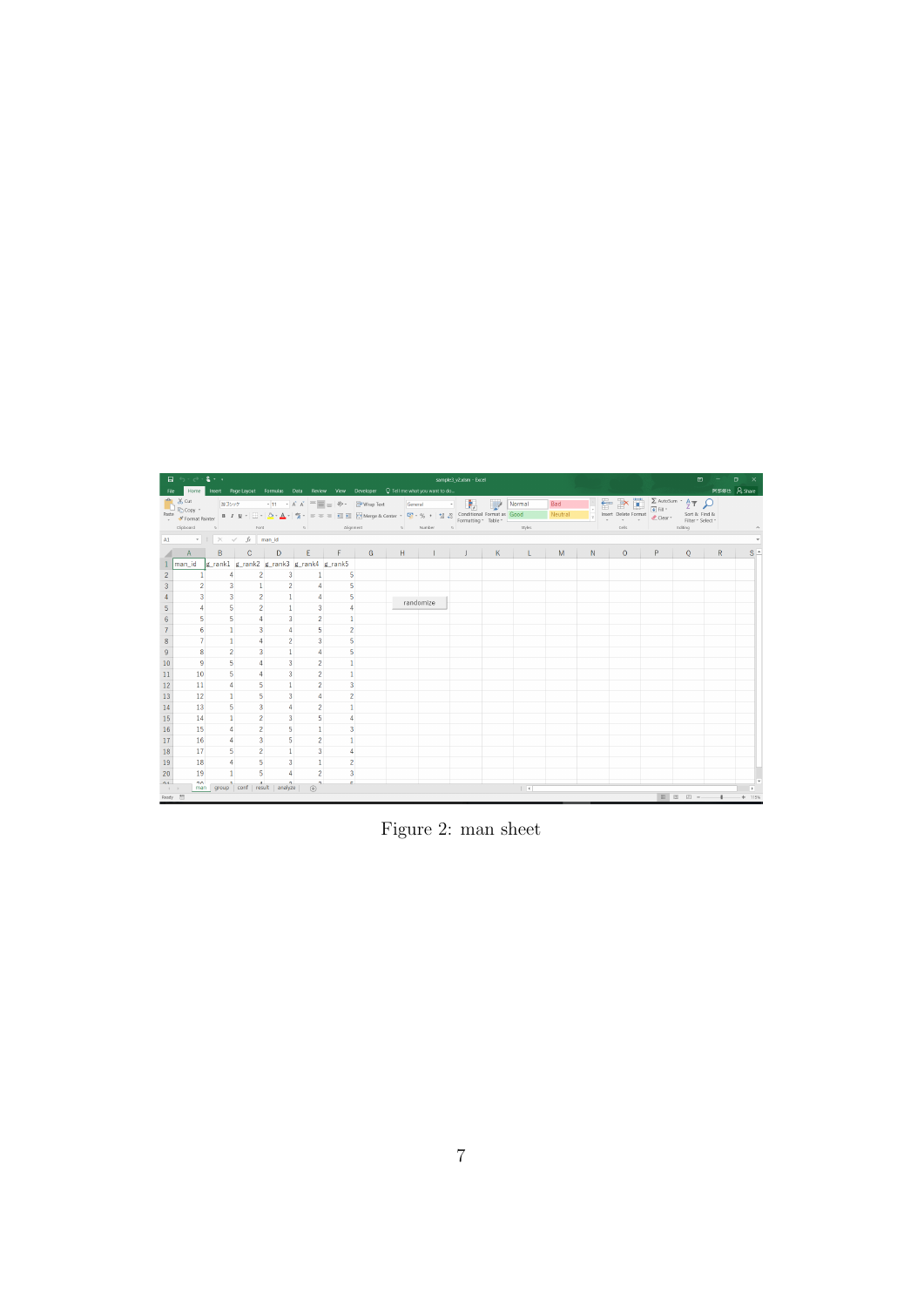Figure 2: man sheet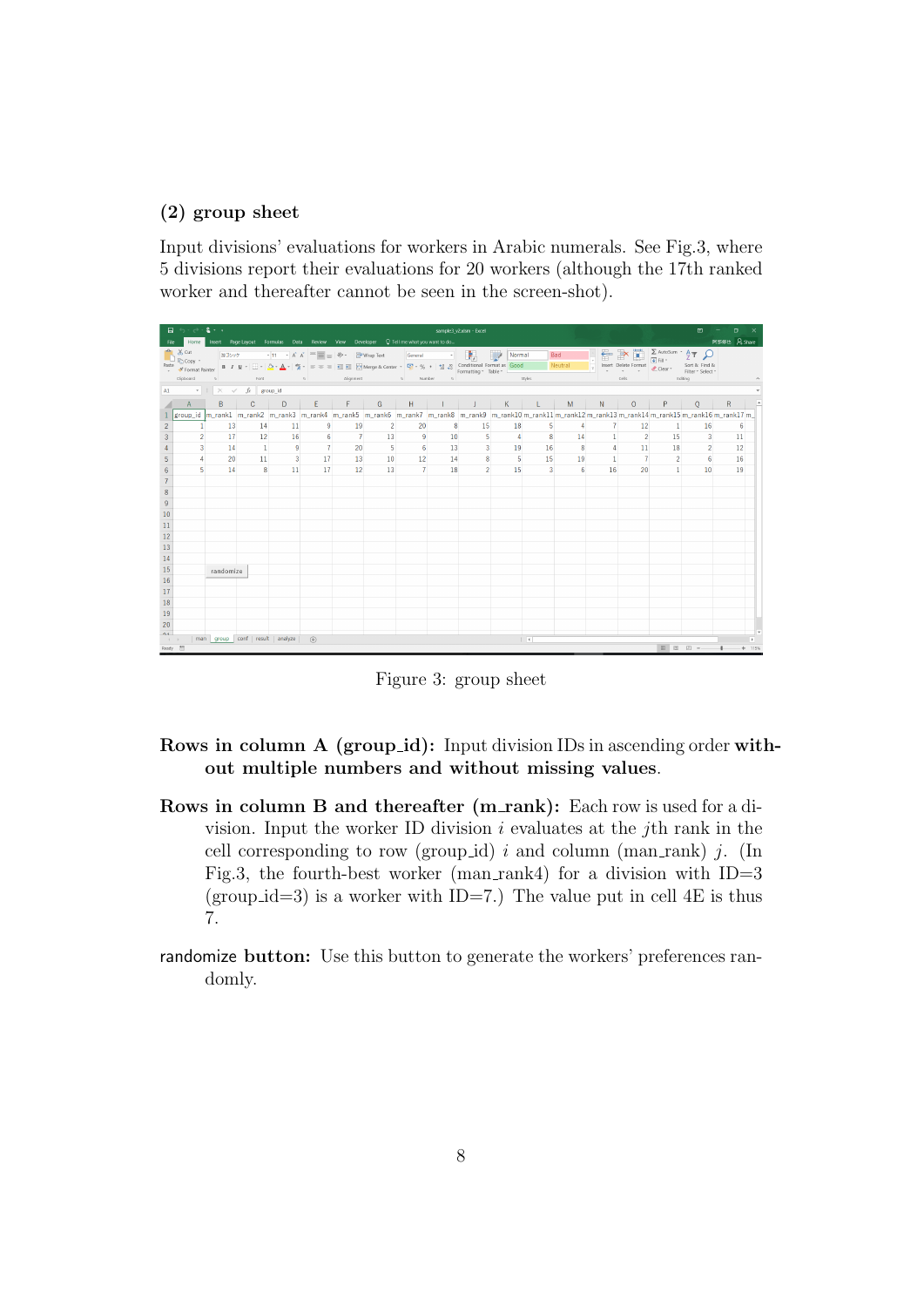## (2) group sheet

Input divisions' evaluations for workers in Arabic numerals. See Fig.3, where 5 divisions report their evaluations for 20 workers (although the 17th ranked worker and thereafter cannot be seen in the screen-shot).

Figure 3: group sheet

**Rows in column A (group_id):** Input division IDs in ascending order **without multiple numbers and without missing values**.

**Rows in column B and thereafter (m_rank):** Each row is used for a division. Input the worker ID division $i$ evaluates at the $j$th rank in the cell corresponding to row (group_id) $i$ and column (man_rank) $j$. (In Fig.3, the fourth-best worker (man_rank4) for a division with ID=3 (group_id=3) is a worker with ID=7.) The value put in cell 4E is thus 7.

**randomize button:** Use this button to generate the workers' preferences randomly.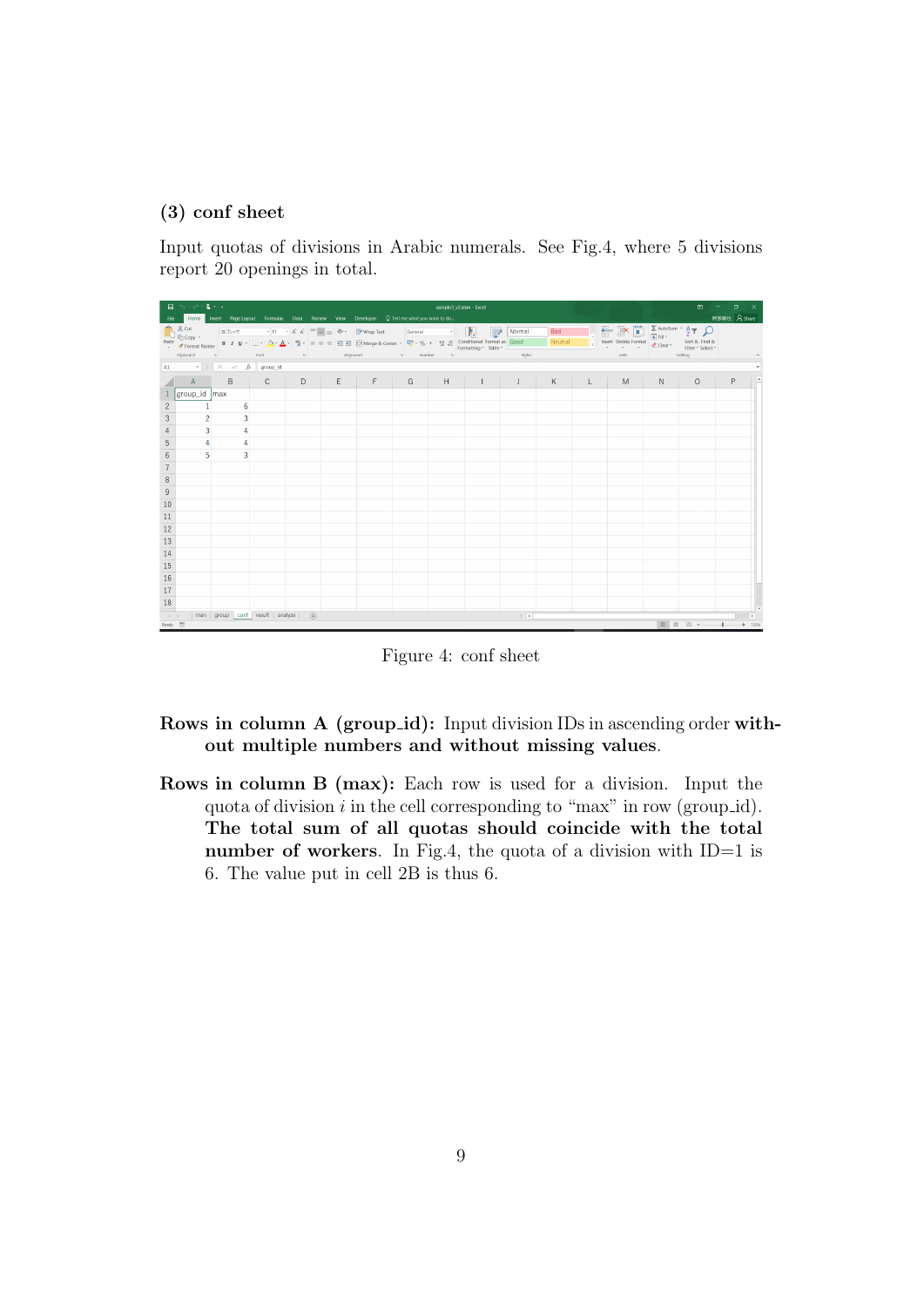### (3) conf sheet

Input quotas of divisions in Arabic numerals. See Fig.4, where 5 divisions report 20 openings in total.

Figure 4: conf sheet

**Rows in column A (group_id):** Input division IDs in ascending order **without multiple numbers and without missing values**.

**Rows in column B (max):** Each row is used for a division. Input the quota of division $i$ in the cell corresponding to "max" in row (group_id). **The total sum of all quotas should coincide with the total number of workers**. In Fig.4, the quota of a division with ID=1 is 6. The value put in cell 2B is thus 6.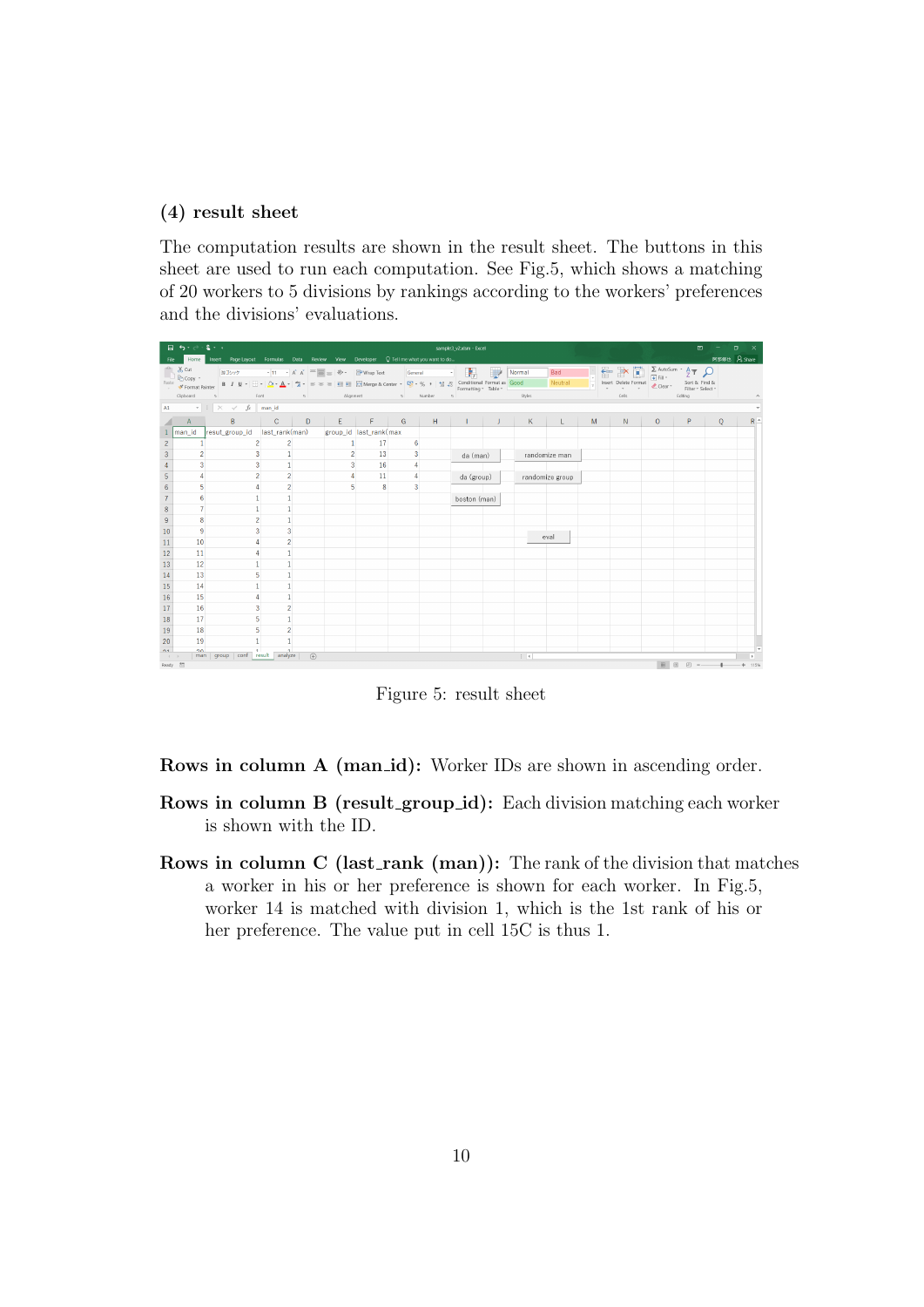### (4) result sheet

The computation results are shown in the result sheet. The buttons in this sheet are used to run each computation. See Fig.5, which shows a matching of 20 workers to 5 divisions by rankings according to the workers' preferences and the divisions' evaluations.

Figure 5: result sheet

**Rows in column A (man_id):** Worker IDs are shown in ascending order.

**Rows in column B (result_group_id):** Each division matching each worker is shown with the ID.

**Rows in column C (last_rank (man)):** The rank of the division that matches a worker in his or her preference is shown for each worker. In Fig.5, worker 14 is matched with division 1, which is the 1st rank of his or her preference. The value put in cell 15C is thus 1.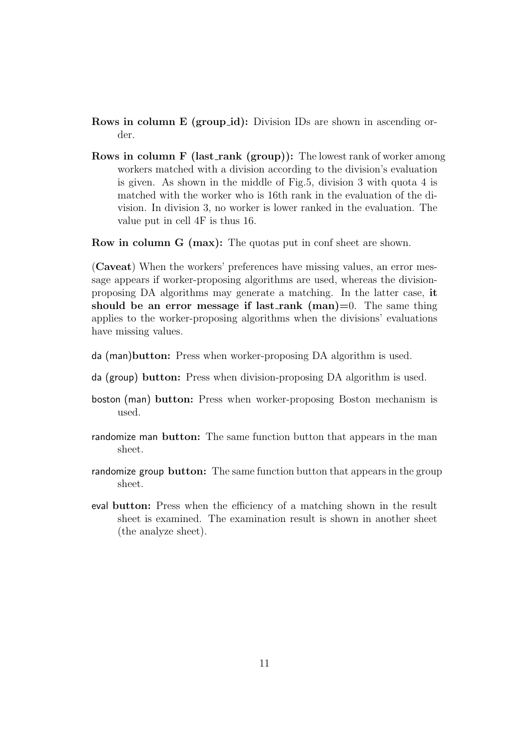**Rows in column E (group_id):** Division IDs are shown in ascending order.

**Rows in column F (last_rank (group)):** The lowest rank of worker among workers matched with a division according to the division's evaluation is given. As shown in the middle of Fig.5, division 3 with quota 4 is matched with the worker who is 16th rank in the evaluation of the division. In division 3, no worker is lower ranked in the evaluation. The value put in cell 4F is thus 16.

**Row in column G (max):** The quotas put in conf sheet are shown.

(**Caveat**) When the workers' preferences have missing values, an error message appears if worker-proposing algorithms are used, whereas the division-proposing DA algorithms may generate a matching. In the latter case, **it should be an error message if last_rank (man)=0**. The same thing applies to the worker-proposing algorithms when the divisions' evaluations have missing values.

da (man)**button:** Press when worker-proposing DA algorithm is used.

da (group) **button:** Press when division-proposing DA algorithm is used.

boston (man) **button:** Press when worker-proposing Boston mechanism is used.

randomize man **button:** The same function button that appears in the man sheet.

randomize group **button:** The same function button that appears in the group sheet.

eval **button:** Press when the efficiency of a matching shown in the result sheet is examined. The examination result is shown in another sheet (the analyze sheet).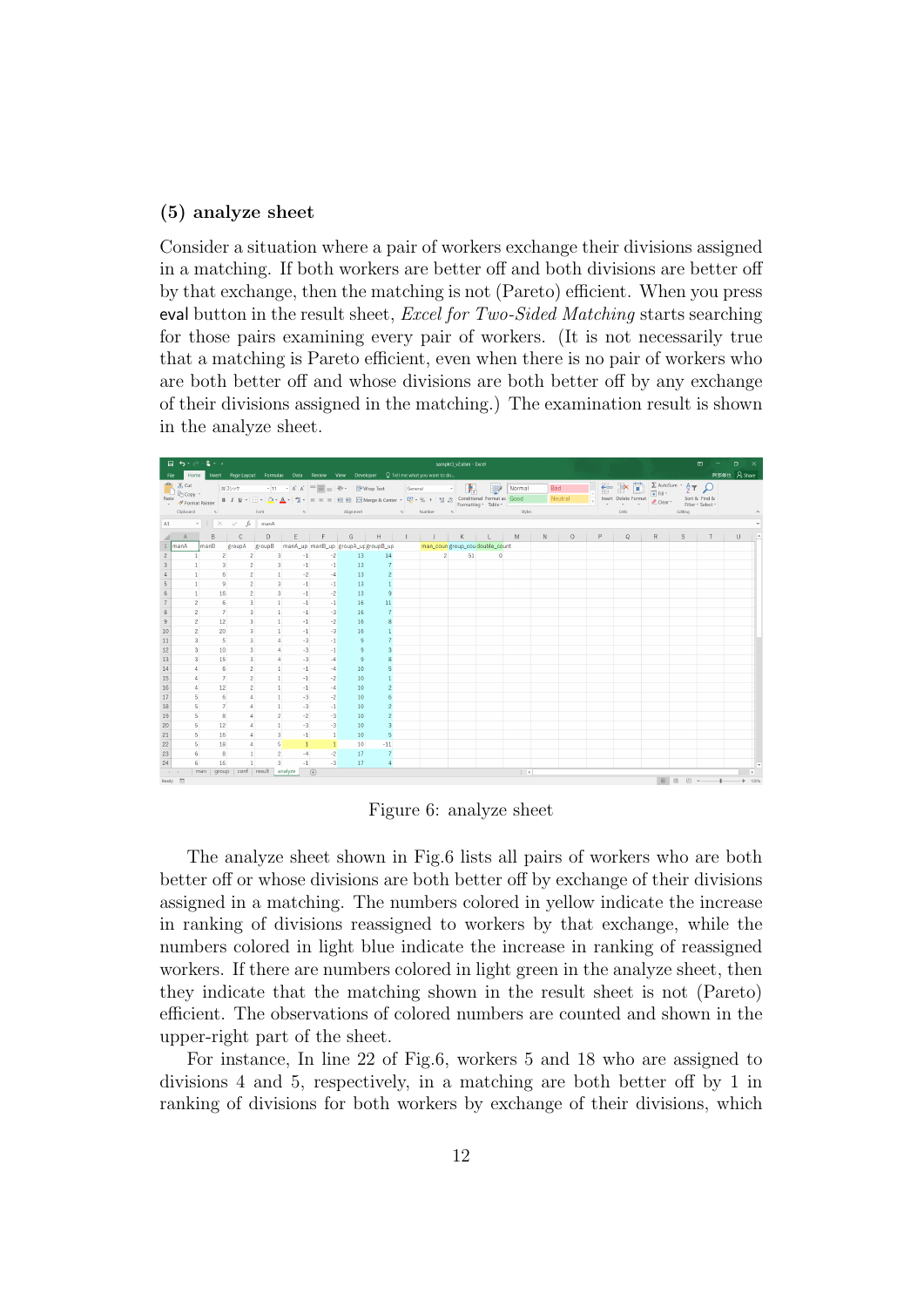### (5) analyze sheet

Consider a situation where a pair of workers exchange their divisions assigned in a matching. If both workers are better off and both divisions are better off by that exchange, then the matching is not (Pareto) efficient. When you press eval button in the result sheet, *Excel for Two-Sided Matching* starts searching for those pairs examining every pair of workers. (It is not necessarily true that a matching is Pareto efficient, even when there is no pair of workers who are both better off and whose divisions are both better off by any exchange of their divisions assigned in the matching.) The examination result is shown in the analyze sheet.

Figure 6: analyze sheet

The analyze sheet shown in Fig.6 lists all pairs of workers who are both better off or whose divisions are both better off by exchange of their divisions assigned in a matching. The numbers colored in yellow indicate the increase in ranking of divisions reassigned to workers by that exchange, while the numbers colored in light blue indicate the increase in ranking of reassigned workers. If there are numbers colored in light green in the analyze sheet, then they indicate that the matching shown in the result sheet is not (Pareto) efficient. The observations of colored numbers are counted and shown in the upper-right part of the sheet.

For instance, In line 22 of Fig.6, workers 5 and 18 who are assigned to divisions 4 and 5, respectively, in a matching are both better off by 1 in ranking of divisions for both workers by exchange of their divisions, which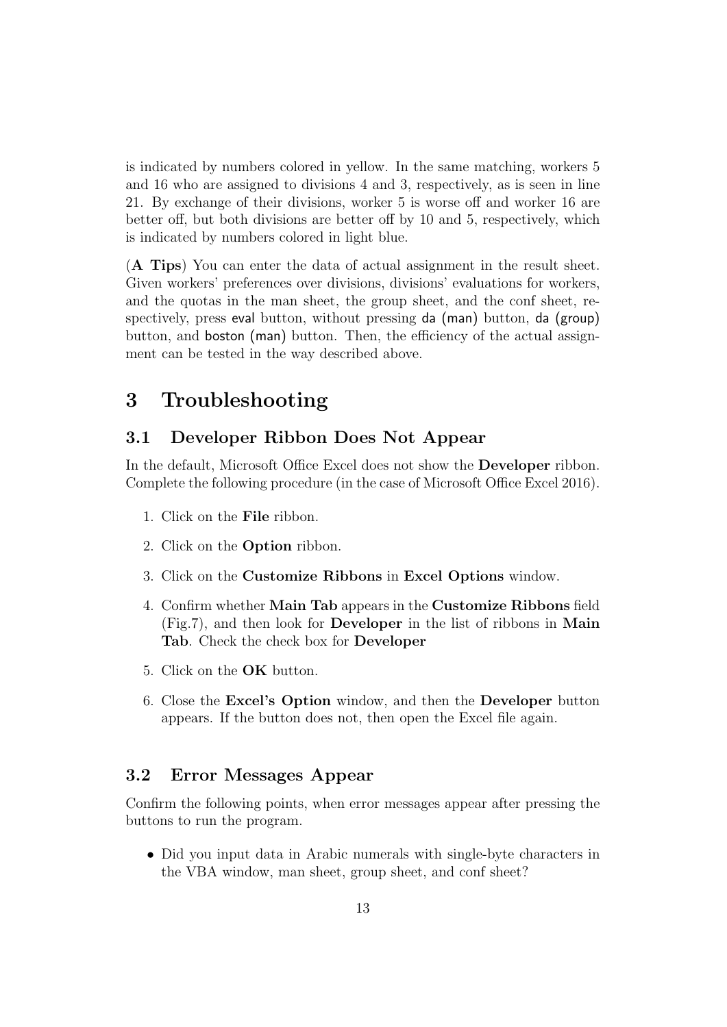is indicated by numbers colored in yellow. In the same matching, workers 5 and 16 who are assigned to divisions 4 and 3, respectively, as is seen in line 21. By exchange of their divisions, worker 5 is worse off and worker 16 are better off, but both divisions are better off by 10 and 5, respectively, which is indicated by numbers colored in light blue.

(**A Tips**) You can enter the data of actual assignment in the result sheet. Given workers' preferences over divisions, divisions' evaluations for workers, and the quotas in the man sheet, the group sheet, and the conf sheet, respectively, press eval button, without pressing da (man) button, da (group) button, and boston (man) button. Then, the efficiency of the actual assignment can be tested in the way described above.

# 3 Troubleshooting

## 3.1 Developer Ribbon Does Not Appear

In the default, Microsoft Office Excel does not show the **Developer** ribbon. Complete the following procedure (in the case of Microsoft Office Excel 2016).

1. Click on the **File** ribbon.
2. Click on the **Option** ribbon.
3. Click on the **Customize Ribbons** in **Excel Options** window.
4. Confirm whether **Main Tab** appears in the **Customize Ribbons** field (Fig.7), and then look for **Developer** in the list of ribbons in **Main Tab**. Check the check box for **Developer**
5. Click on the **OK** button.
6. Close the **Excel's Option** window, and then the **Developer** button appears. If the button does not, then open the Excel file again.

## 3.2 Error Messages Appear

Confirm the following points, when error messages appear after pressing the buttons to run the program.

- Did you input data in Arabic numerals with single-byte characters in the VBA window, man sheet, group sheet, and conf sheet?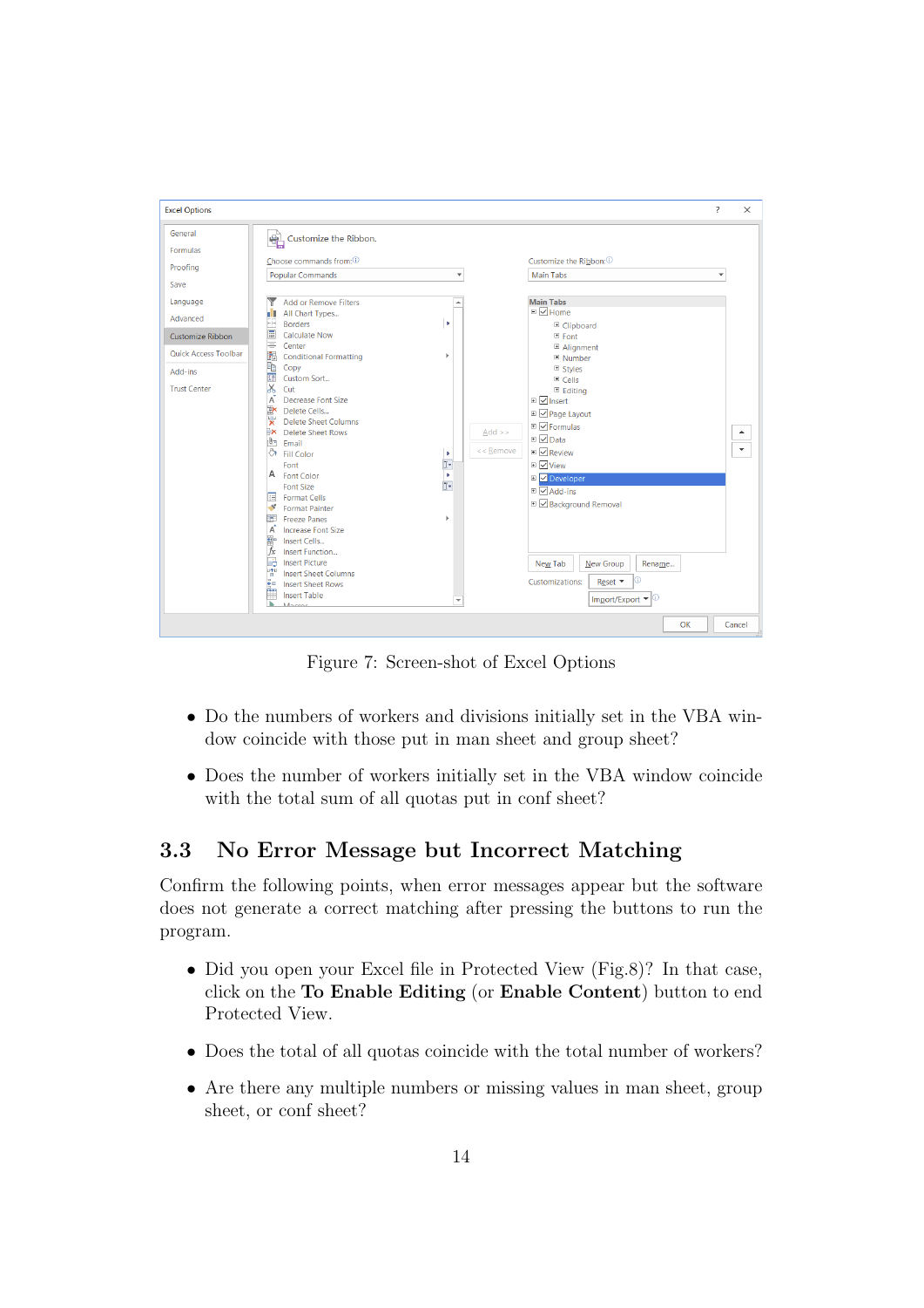Figure 7: Screen-shot of Excel Options

- Do the numbers of workers and divisions initially set in the VBA window coincide with those put in man sheet and group sheet?
- Does the number of workers initially set in the VBA window coincide with the total sum of all quotas put in conf sheet?

## 3.3 No Error Message but Incorrect Matching

Confirm the following points, when error messages appear but the software does not generate a correct matching after pressing the buttons to run the program.

- Did you open your Excel file in Protected View (Fig.8)? In that case, click on the **To Enable Editing** (or **Enable Content**) button to end Protected View.
- Does the total of all quotas coincide with the total number of workers?
- Are there any multiple numbers or missing values in man sheet, group sheet, or conf sheet?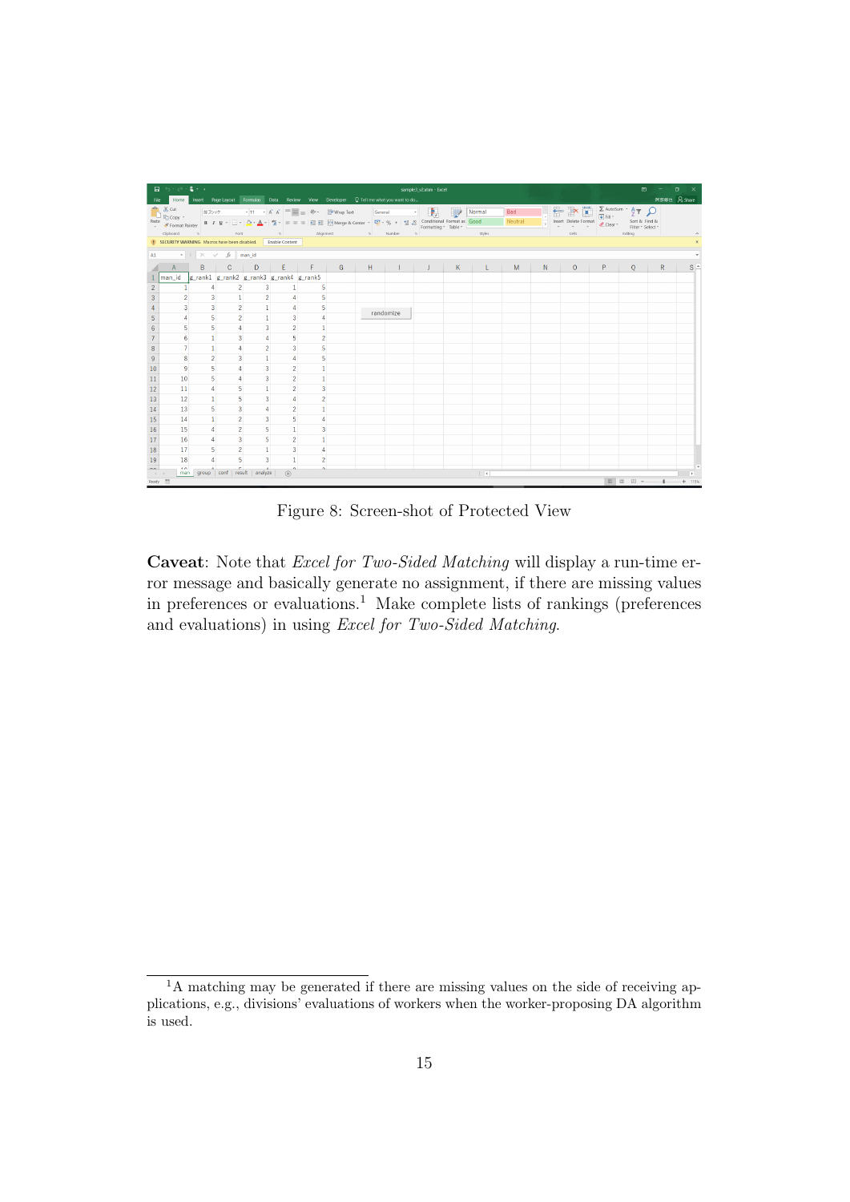Figure 8: Screen-shot of Protected View

**Caveat**: Note that *Excel for Two-Sided Matching* will display a run-time error message and basically generate no assignment, if there are missing values in preferences or evaluations.[1] Make complete lists of rankings (preferences and evaluations) in using *Excel for Two-Sided Matching*.

[1] A matching may be generated if there are missing values on the side of receiving applications, e.g., divisions' evaluations of workers when the worker-proposing DA algorithm is used.